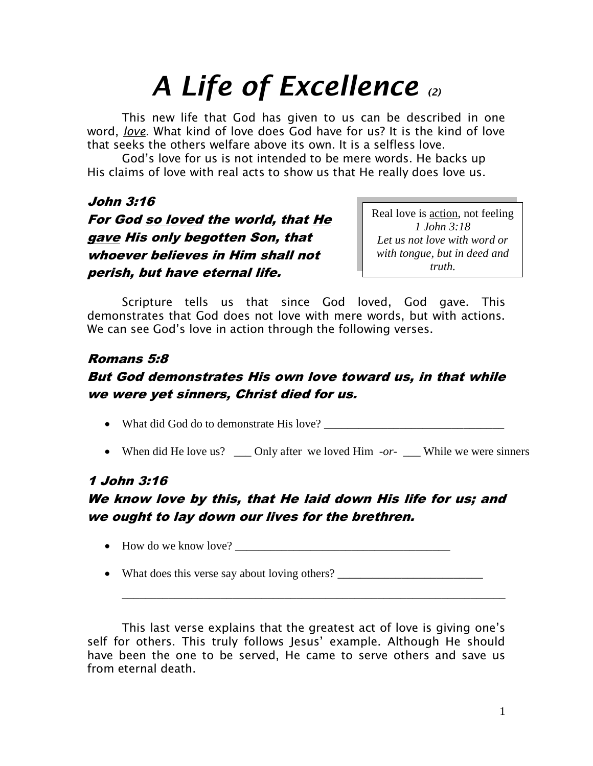# *A Life of Excellence* *(2)*

This new life that God has given to us can be described in one word, ***love***. What kind of love does God have for us? It is the kind of love that seeks the others welfare above its own. It is a selfless love.

God's love for us is not intended to be mere words. He backs up His claims of love with real acts to show us that He really does love us.

***John 3:16***
***For God so loved the world, that He gave His only begotten Son, that whoever believes in Him shall not perish, but have eternal life.***

> Real love is action, not feeling
> *1 John 3:18*
> *Let us not love with word or with tongue, but in deed and truth.*

Scripture tells us that since God loved, God gave. This demonstrates that God does not love with mere words, but with actions. We can see God's love in action through the following verses.

***Romans 5:8***
***But God demonstrates His own love toward us, in that while we were yet sinners, Christ died for us.***

- What did God do to demonstrate His love? _______________________________
- When did He love us? ___ Only after we loved Him *-or-* ___ While we were sinners

***1 John 3:16***
***We know love by this, that He laid down His life for us; and we ought to lay down our lives for the brethren.***

- How do we know love? _____________________________________
- What does this verse say about loving others? _________________________

  _________________________________________________________________

This last verse explains that the greatest act of love is giving one's self for others. This truly follows Jesus' example. Although He should have been the one to be served, He came to serve others and save us from eternal death.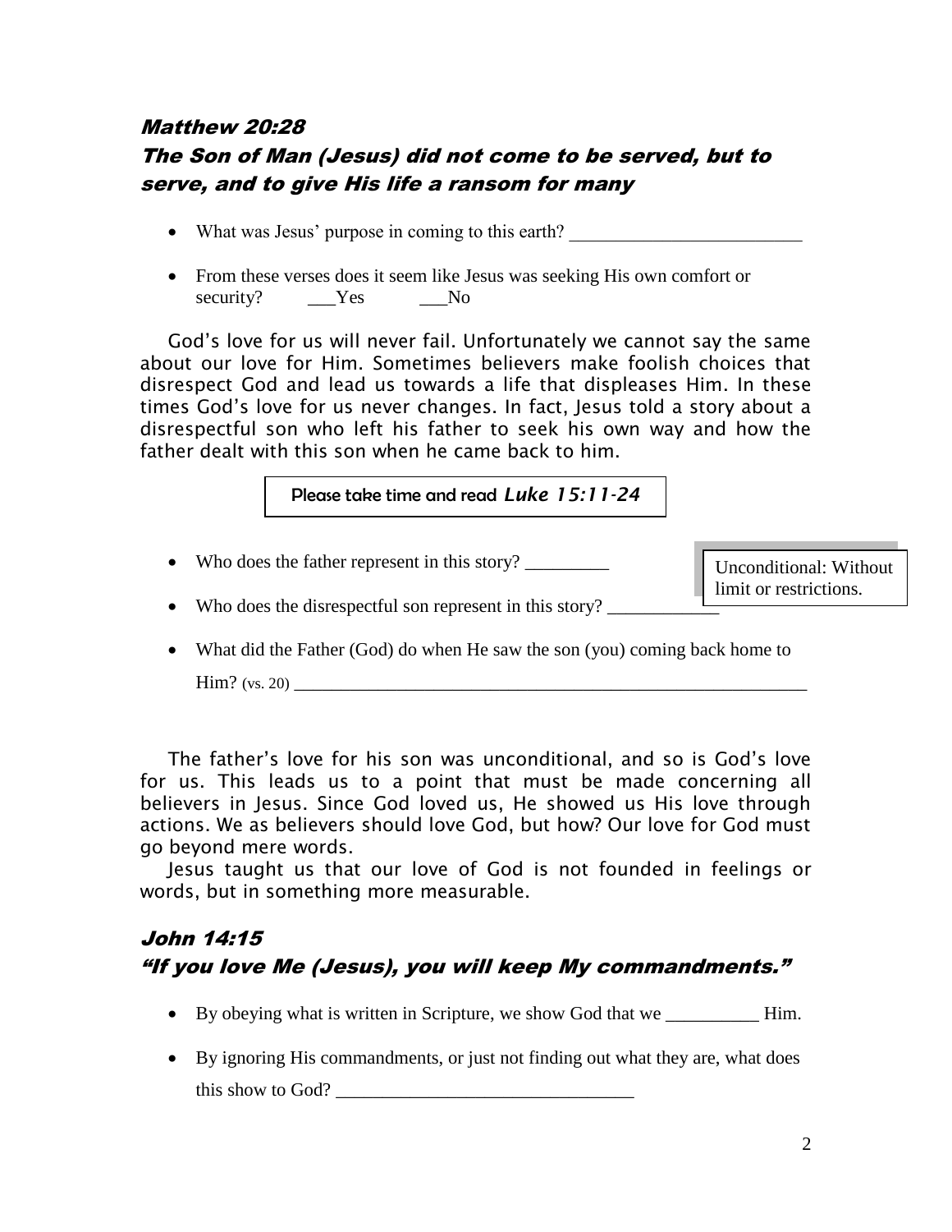### *Matthew 20:28*
### *The Son of Man (Jesus) did not come to be served, but to serve, and to give His life a ransom for many*

- What was Jesus' purpose in coming to this earth? _________________________
- From these verses does it seem like Jesus was seeking His own comfort or security? ___Yes ___No

God's love for us will never fail. Unfortunately we cannot say the same about our love for Him. Sometimes believers make foolish choices that disrespect God and lead us towards a life that displeases Him. In these times God's love for us never changes. In fact, Jesus told a story about a disrespectful son who left his father to seek his own way and how the father dealt with this son when he came back to him.

Please take time and read *Luke 15:11-24*

- Who does the father represent in this story? _________
- Who does the disrespectful son represent in this story? ____________
- What did the Father (God) do when He saw the son (you) coming back home to Him? (vs. 20) __________________________________________________________

Unconditional: Without limit or restrictions.

The father's love for his son was unconditional, and so is God's love for us. This leads us to a point that must be made concerning all believers in Jesus. Since God loved us, He showed us His love through actions. We as believers should love God, but how? Our love for God must go beyond mere words.

Jesus taught us that our love of God is not founded in feelings or words, but in something more measurable.

### *John 14:15*
### *"If you love Me (Jesus), you will keep My commandments."*

- By obeying what is written in Scripture, we show God that we __________ Him.
- By ignoring His commandments, or just not finding out what they are, what does this show to God? _______________________________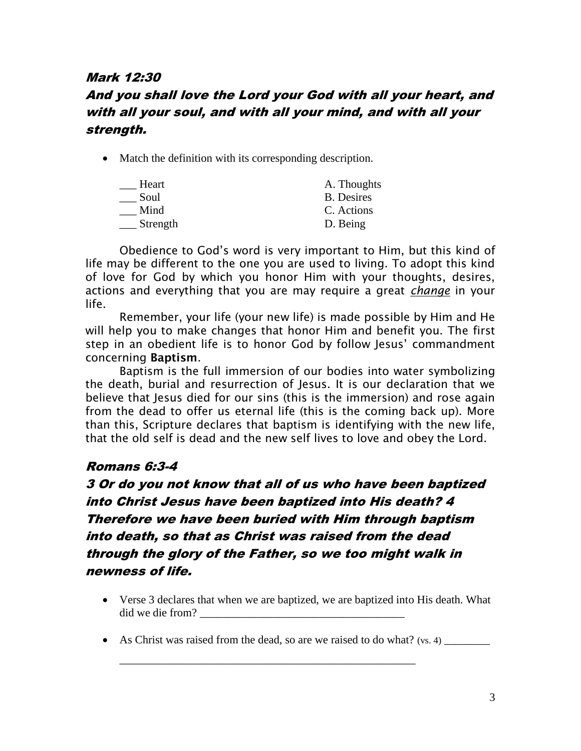### *Mark 12:30*

### *And you shall love the Lord your God with all your heart, and with all your soul, and with all your mind, and with all your strength.*

- Match the definition with its corresponding description.

| | |
|---|---|
| ___ Heart | A. Thoughts |
| ___ Soul | B. Desires |
| ___ Mind | C. Actions |
| ___ Strength | D. Being |

Obedience to God's word is very important to Him, but this kind of life may be different to the one you are used to living. To adopt this kind of love for God by which you honor Him with your thoughts, desires, actions and everything that you are may require a great ***change*** in your life.

Remember, your life (your new life) is made possible by Him and He will help you to make changes that honor Him and benefit you. The first step in an obedient life is to honor God by follow Jesus' commandment concerning **Baptism**.

Baptism is the full immersion of our bodies into water symbolizing the death, burial and resurrection of Jesus. It is our declaration that we believe that Jesus died for our sins (this is the immersion) and rose again from the dead to offer us eternal life (this is the coming back up). More than this, Scripture declares that baptism is identifying with the new life, that the old self is dead and the new self lives to love and obey the Lord.

### *Romans 6:3-4*

### *3 Or do you not know that all of us who have been baptized into Christ Jesus have been baptized into His death? 4 Therefore we have been buried with Him through baptism into death, so that as Christ was raised from the dead through the glory of the Father, so we too might walk in newness of life.*

- Verse 3 declares that when we are baptized, we are baptized into His death. What did we die from? ___________________________________

- As Christ was raised from the dead, so are we raised to do what? (vs. 4) ________

  ____________________________________________________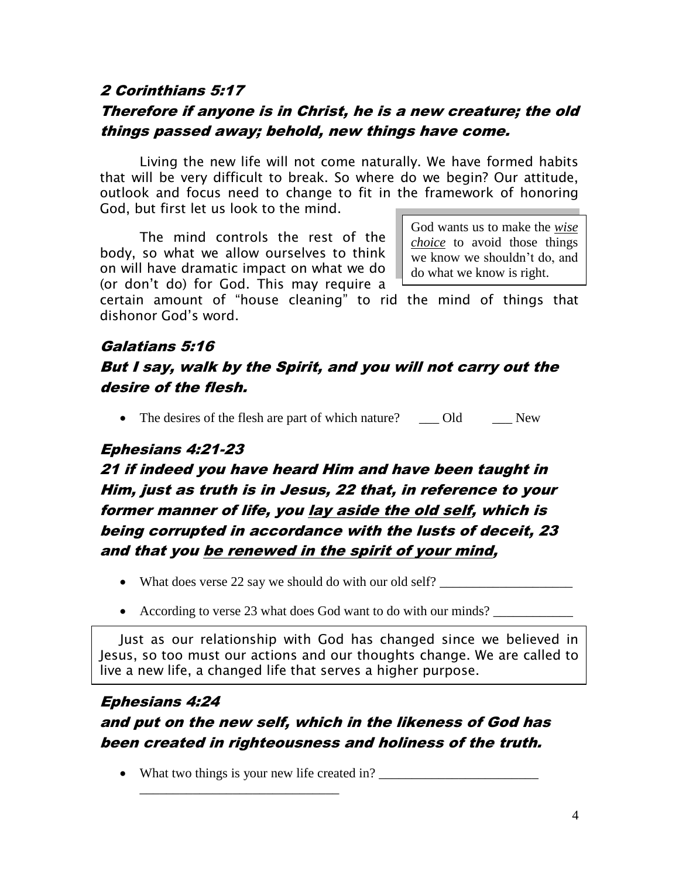### *2 Corinthians 5:17*

### *Therefore if anyone is in Christ, he is a new creature; the old things passed away; behold, new things have come.*

Living the new life will not come naturally. We have formed habits that will be very difficult to break. So where do we begin? Our attitude, outlook and focus need to change to fit in the framework of honoring God, but first let us look to the mind.

> God wants us to make the ***wise choice*** to avoid those things we know we shouldn't do, and do what we know is right.

The mind controls the rest of the body, so what we allow ourselves to think on will have dramatic impact on what we do (or don't do) for God. This may require a certain amount of "house cleaning" to rid the mind of things that dishonor God's word.

### *Galatians 5:16*

### *But I say, walk by the Spirit, and you will not carry out the desire of the flesh.*

- The desires of the flesh are part of which nature? ___ Old ___ New

### *Ephesians 4:21-23*

### *21 if indeed you have heard Him and have been taught in Him, just as truth is in Jesus, 22 that, in reference to your former manner of life, you lay aside the old self, which is being corrupted in accordance with the lusts of deceit, 23 and that you be renewed in the spirit of your mind,*

- What does verse 22 say we should do with our old self? ____________________
- According to verse 23 what does God want to do with our minds? ____________

> Just as our relationship with God has changed since we believed in Jesus, so too must our actions and our thoughts change. We are called to live a new life, a changed life that serves a higher purpose.

### *Ephesians 4:24*

### *and put on the new self, which in the likeness of God has been created in righteousness and holiness of the truth.*

- What two things is your new life created in? ________________________ ______________________________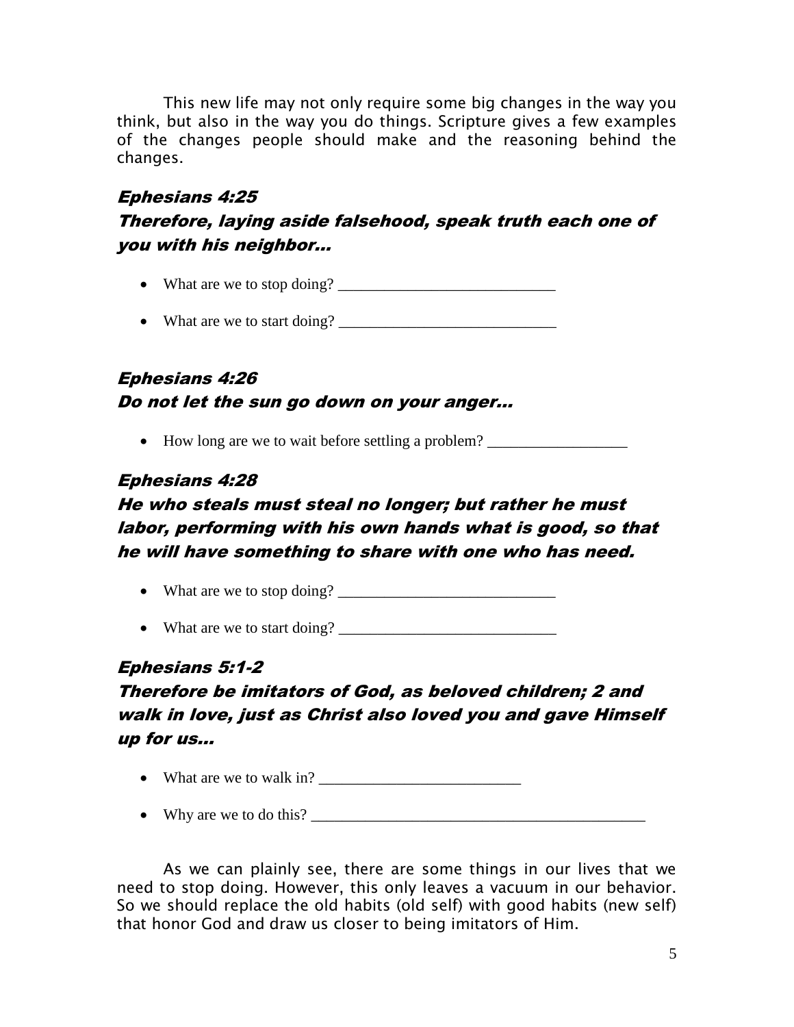This new life may not only require some big changes in the way you think, but also in the way you do things. Scripture gives a few examples of the changes people should make and the reasoning behind the changes.

### *Ephesians 4:25*

### *Therefore, laying aside falsehood, speak truth each one of you with his neighbor…*

- What are we to stop doing? ____________________________
- What are we to start doing? ____________________________

### *Ephesians 4:26*

### *Do not let the sun go down on your anger…*

- How long are we to wait before settling a problem? __________________

### *Ephesians 4:28*

### *He who steals must steal no longer; but rather he must labor, performing with his own hands what is good, so that he will have something to share with one who has need.*

- What are we to stop doing? ____________________________
- What are we to start doing? ____________________________

### *Ephesians 5:1-2*

### *Therefore be imitators of God, as beloved children; 2 and walk in love, just as Christ also loved you and gave Himself up for us…*

- What are we to walk in? __________________________
- Why are we to do this? ____________________________________________

As we can plainly see, there are some things in our lives that we need to stop doing. However, this only leaves a vacuum in our behavior. So we should replace the old habits (old self) with good habits (new self) that honor God and draw us closer to being imitators of Him.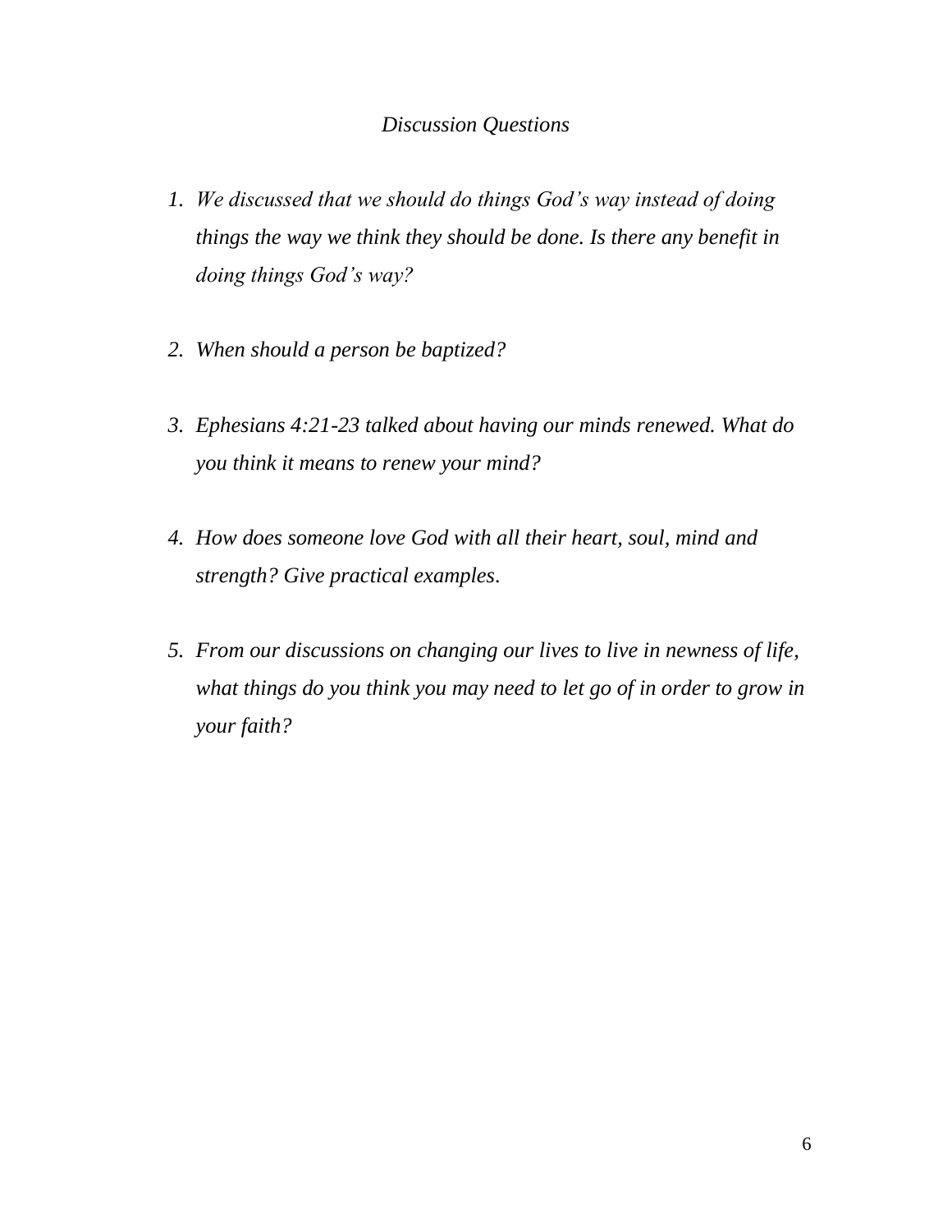*Discussion Questions*

1. *We discussed that we should do things God's way instead of doing things the way we think they should be done. Is there any benefit in doing things God's way?*

2. *When should a person be baptized?*

3. *Ephesians 4:21-23 talked about having our minds renewed. What do you think it means to renew your mind?*

4. *How does someone love God with all their heart, soul, mind and strength? Give practical examples.*

5. *From our discussions on changing our lives to live in newness of life, what things do you think you may need to let go of in order to grow in your faith?*